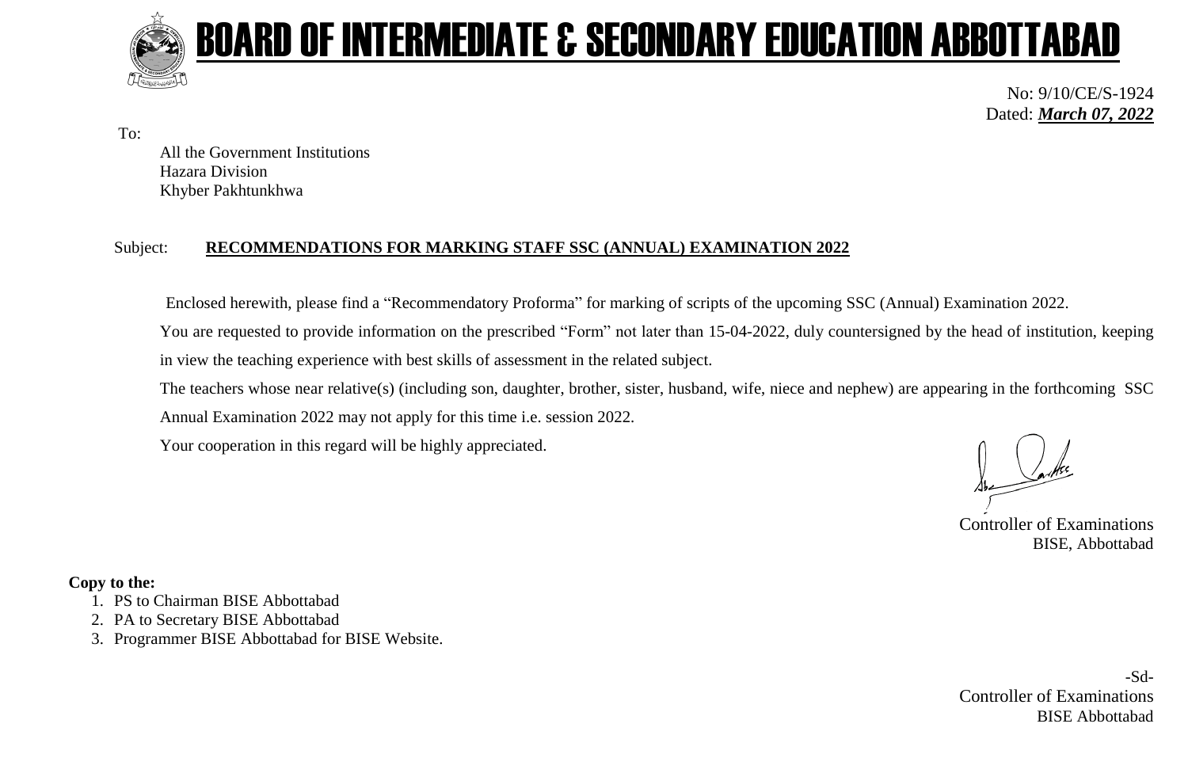# BOARD OF INTERMEDIATE & SECONDARY EDUCATION ABBOTTABAD

No: 9/10/CE/S-1924
Dated: ***March 07, 2022***

To:

All the Government Institutions
Hazara Division
Khyber Pakhtunkhwa

Subject: **RECOMMENDATIONS FOR MARKING STAFF SSC (ANNUAL) EXAMINATION 2022**

Enclosed herewith, please find a "Recommendatory Proforma" for marking of scripts of the upcoming SSC (Annual) Examination 2022.

You are requested to provide information on the prescribed "Form" not later than 15-04-2022, duly countersigned by the head of institution, keeping in view the teaching experience with best skills of assessment in the related subject.

The teachers whose near relative(s) (including son, daughter, brother, sister, husband, wife, niece and nephew) are appearing in the forthcoming SSC Annual Examination 2022 may not apply for this time i.e. session 2022.

Your cooperation in this regard will be highly appreciated.

Controller of Examinations
BISE, Abbottabad

**Copy to the:**

1. PS to Chairman BISE Abbottabad
2. PA to Secretary BISE Abbottabad
3. Programmer BISE Abbottabad for BISE Website.

-Sd-
Controller of Examinations
BISE Abbottabad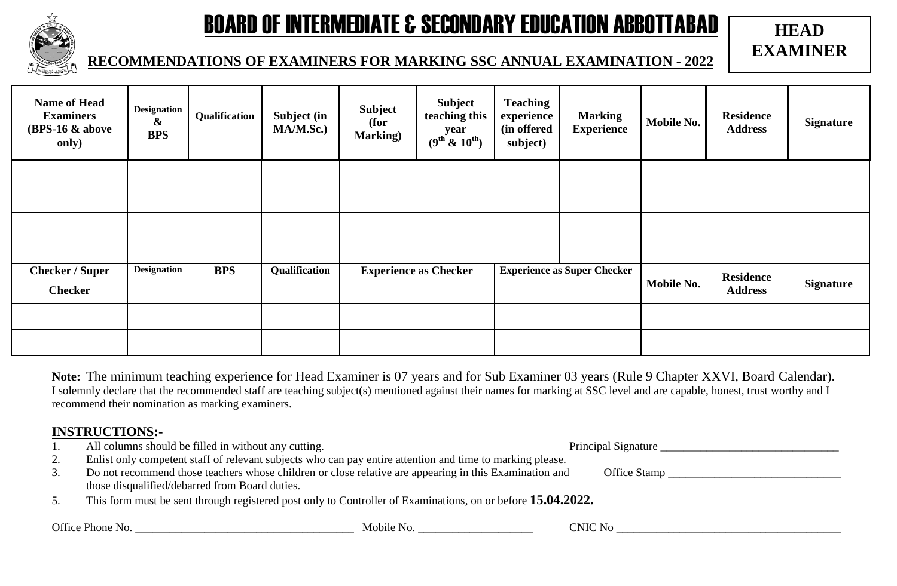# BOARD OF INTERMEDIATE & SECONDARY EDUCATION ABBOTTABAD

**HEAD EXAMINER**

## RECOMMENDATIONS OF EXAMINERS FOR MARKING SSC ANNUAL EXAMINATION - 2022

| Name of Head Examiners (BPS-16 & above only) | Designation & BPS | Qualification | Subject (in MA/M.Sc.) | Subject (for Marking) | Subject teaching this year ($9^{th}$ & $10^{th}$) | Teaching experience (in offered subject) | Marking Experience | Mobile No. | Residence Address | Signature |
|---|---|---|---|---|---|---|---|---|---|---|
| | | | | | | | | | | |
| | | | | | | | | | | |
| | | | | | | | | | | |
| | | | | | | | | | | |
| **Checker / Super Checker** | **Designation** | **BPS** | **Qualification** | **Experience as Checker** | | **Experience as Super Checker** | | **Mobile No.** | **Residence Address** | **Signature** |
| | | | | | | | | | | |
| | | | | | | | | | | |

**Note:** The minimum teaching experience for Head Examiner is 07 years and for Sub Examiner 03 years (Rule 9 Chapter XXVI, Board Calendar).
I solemnly declare that the recommended staff are teaching subject(s) mentioned against their names for marking at SSC level and are capable, honest, trust worthy and I recommend their nomination as marking examiners.

### INSTRUCTIONS:-

1. All columns should be filled in without any cutting.
2. Enlist only competent staff of relevant subjects who can pay entire attention and time to marking please.
3. Do not recommend those teachers whose children or close relative are appearing in this Examination and those disqualified/debarred from Board duties.
5. This form must be sent through registered post only to Controller of Examinations, on or before **15.04.2022.**

Principal Signature ______________________________

Office Stamp ______________________________

Office Phone No. ______________________________ Mobile No. ____________________ CNIC No ______________________________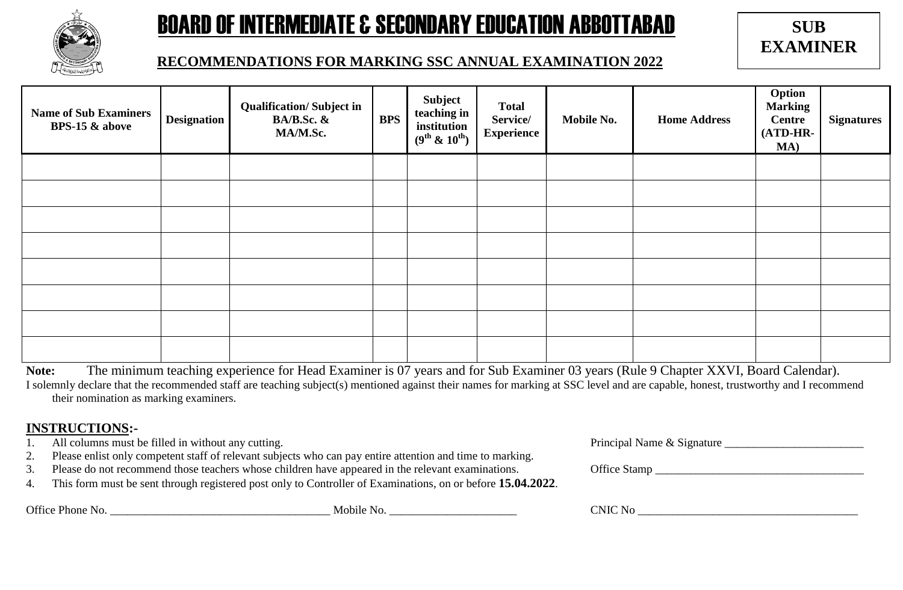# BOARD OF INTERMEDIATE & SECONDARY EDUCATION ABBOTTABAD

**SUB EXAMINER**

## RECOMMENDATIONS FOR MARKING SSC ANNUAL EXAMINATION 2022

| Name of Sub Examiners BPS-15 & above | Designation | Qualification/ Subject in BA/B.Sc. & MA/M.Sc. | BPS | Subject teaching in institution ($9^{th}$ & $10^{th}$) | Total Service/ Experience | Mobile No. | Home Address | Option Marking Centre (ATD-HR-MA) | Signatures |
|---|---|---|---|---|---|---|---|---|---|
| | | | | | | | | | |
| | | | | | | | | | |
| | | | | | | | | | |
| | | | | | | | | | |
| | | | | | | | | | |
| | | | | | | | | | |
| | | | | | | | | | |
| | | | | | | | | | |

**Note:** The minimum teaching experience for Head Examiner is 07 years and for Sub Examiner 03 years (Rule 9 Chapter XXVI, Board Calendar).

I solemnly declare that the recommended staff are teaching subject(s) mentioned against their names for marking at SSC level and are capable, honest, trustworthy and I recommend their nomination as marking examiners.

## INSTRUCTIONS:-

1. All columns must be filled in without any cutting.
2. Please enlist only competent staff of relevant subjects who can pay entire attention and time to marking.
3. Please do not recommend those teachers whose children have appeared in the relevant examinations.
4. This form must be sent through registered post only to Controller of Examinations, on or before **15.04.2022**.

Principal Name & Signature ________________________

Office Stamp ___________________________________

Office Phone No. ______________________________________ Mobile No. _______________________

CNIC No _______________________________________